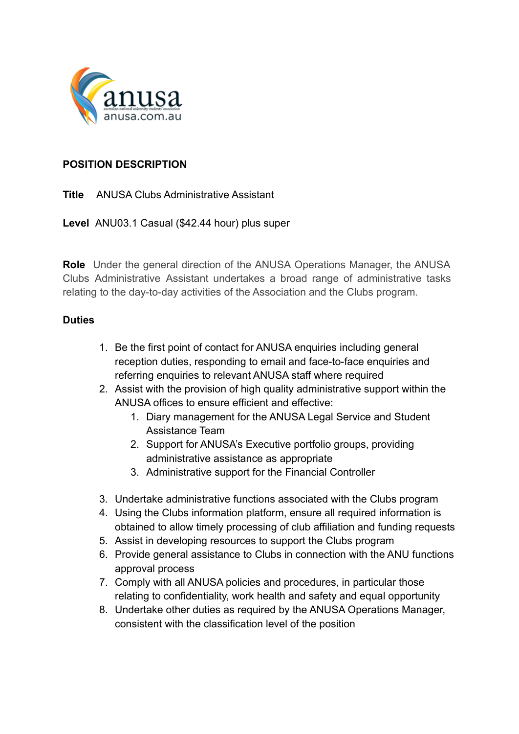# POSITION DESCRIPTION

**Title** ANUSA Clubs Administrative Assistant

**Level** ANU03.1 Casual ($42.44 hour) plus super

**Role** Under the general direction of the ANUSA Operations Manager, the ANUSA Clubs Administrative Assistant undertakes a broad range of administrative tasks relating to the day-to-day activities of the Association and the Clubs program.

**Duties**

1. Be the first point of contact for ANUSA enquiries including general reception duties, responding to email and face-to-face enquiries and referring enquiries to relevant ANUSA staff where required
2. Assist with the provision of high quality administrative support within the ANUSA offices to ensure efficient and effective:
    1. Diary management for the ANUSA Legal Service and Student Assistance Team
    2. Support for ANUSA's Executive portfolio groups, providing administrative assistance as appropriate
    3. Administrative support for the Financial Controller
3. Undertake administrative functions associated with the Clubs program
4. Using the Clubs information platform, ensure all required information is obtained to allow timely processing of club affiliation and funding requests
5. Assist in developing resources to support the Clubs program
6. Provide general assistance to Clubs in connection with the ANU functions approval process
7. Comply with all ANUSA policies and procedures, in particular those relating to confidentiality, work health and safety and equal opportunity
8. Undertake other duties as required by the ANUSA Operations Manager, consistent with the classification level of the position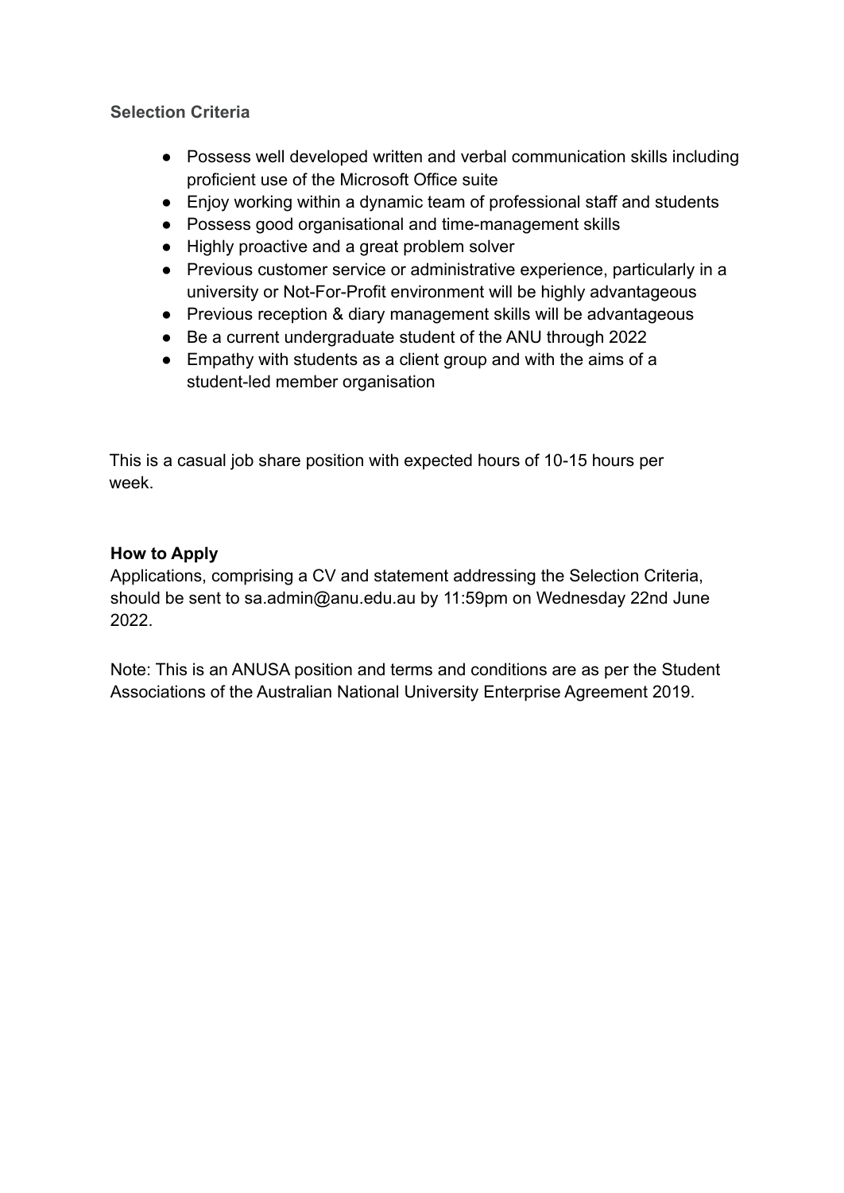**Selection Criteria**

- Possess well developed written and verbal communication skills including proficient use of the Microsoft Office suite
- Enjoy working within a dynamic team of professional staff and students
- Possess good organisational and time-management skills
- Highly proactive and a great problem solver
- Previous customer service or administrative experience, particularly in a university or Not-For-Profit environment will be highly advantageous
- Previous reception & diary management skills will be advantageous
- Be a current undergraduate student of the ANU through 2022
- Empathy with students as a client group and with the aims of a student-led member organisation

This is a casual job share position with expected hours of 10-15 hours per week.

**How to Apply**

Applications, comprising a CV and statement addressing the Selection Criteria, should be sent to sa.admin@anu.edu.au by 11:59pm on Wednesday 22nd June 2022.

Note: This is an ANUSA position and terms and conditions are as per the Student Associations of the Australian National University Enterprise Agreement 2019.